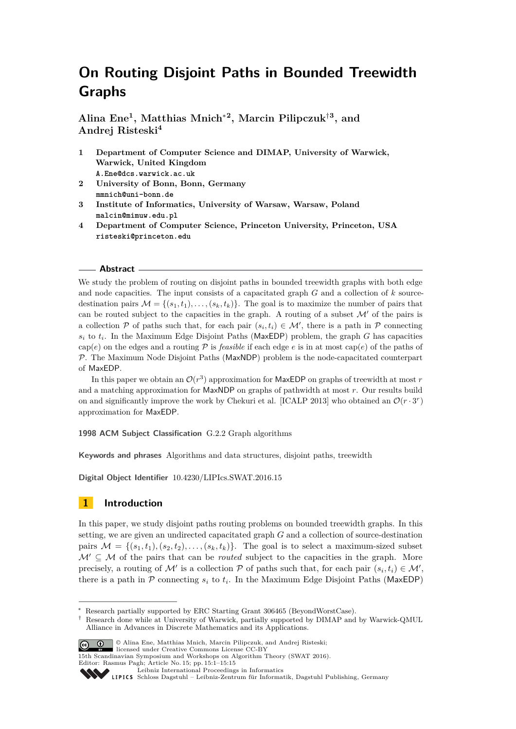# On Routing Disjoint Paths in Bounded Treewidth Graphs

**Alina Ene[1], Matthias Mnich[*2], Marcin Pilipczuk[†3], and Andrej Risteski[4]**

1. **Department of Computer Science and DIMAP, University of Warwick, Warwick, United Kingdom**
   `A.Ene@dcs.warwick.ac.uk`
2. **University of Bonn, Bonn, Germany**
   `mmnich@uni-bonn.de`
3. **Institute of Informatics, University of Warsaw, Warsaw, Poland**
   `malcin@mimuw.edu.pl`
4. **Department of Computer Science, Princeton University, Princeton, USA**
   `risteski@princeton.edu`

## Abstract

We study the problem of routing on disjoint paths in bounded treewidth graphs with both edge and node capacities. The input consists of a capacitated graph $G$ and a collection of $k$ source-destination pairs $\mathcal{M} = \{(s_1, t_1), \ldots, (s_k, t_k)\}$. The goal is to maximize the number of pairs that can be routed subject to the capacities in the graph. A routing of a subset $\mathcal{M}'$ of the pairs is a collection $\mathcal{P}$ of paths such that, for each pair $(s_i, t_i) \in \mathcal{M}'$, there is a path in $\mathcal{P}$ connecting $s_i$ to $t_i$. In the Maximum Edge Disjoint Paths (MaxEDP) problem, the graph $G$ has capacities $\text{cap}(e)$ on the edges and a routing $\mathcal{P}$ is *feasible* if each edge $e$ is in at most $\text{cap}(e)$ of the paths of $\mathcal{P}$. The Maximum Node Disjoint Paths (MaxNDP) problem is the node-capacitated counterpart of MaxEDP.

In this paper we obtain an $\mathcal{O}(r^3)$ approximation for MaxEDP on graphs of treewidth at most $r$ and a matching approximation for MaxNDP on graphs of pathwidth at most $r$. Our results build on and significantly improve the work by Chekuri et al. [ICALP 2013] who obtained an $\mathcal{O}(r \cdot 3^r)$ approximation for MaxEDP.

**1998 ACM Subject Classification** G.2.2 Graph algorithms

**Keywords and phrases** Algorithms and data structures, disjoint paths, treewidth

**Digital Object Identifier** 10.4230/LIPIcs.SWAT.2016.15

## 1 Introduction

In this paper, we study disjoint paths routing problems on bounded treewidth graphs. In this setting, we are given an undirected capacitated graph $G$ and a collection of source-destination pairs $\mathcal{M} = \{(s_1, t_1), (s_2, t_2), \ldots, (s_k, t_k)\}$. The goal is to select a maximum-sized subset $\mathcal{M}' \subseteq \mathcal{M}$ of the pairs that can be *routed* subject to the capacities in the graph. More precisely, a routing of $\mathcal{M}'$ is a collection $\mathcal{P}$ of paths such that, for each pair $(s_i, t_i) \in \mathcal{M}'$, there is a path in $\mathcal{P}$ connecting $s_i$ to $t_i$. In the Maximum Edge Disjoint Paths (MaxEDP)

---

[*] Research partially supported by ERC Starting Grant 306465 (BeyondWorstCase).

[†] Research done while at University of Warwick, partially supported by DIMAP and by Warwick-QMUL Alliance in Advances in Discrete Mathematics and its Applications.

© Alina Ene, Matthias Mnich, Marcin Pilipczuk, and Andrej Risteski; licensed under Creative Commons License CC-BY
15th Scandinavian Symposium and Workshops on Algorithm Theory (SWAT 2016).
Editor: Rasmus Pagh; Article No. 15; pp. 15:1–15:15
Leibniz International Proceedings in Informatics
Schloss Dagstuhl – Leibniz-Zentrum für Informatik, Dagstuhl Publishing, Germany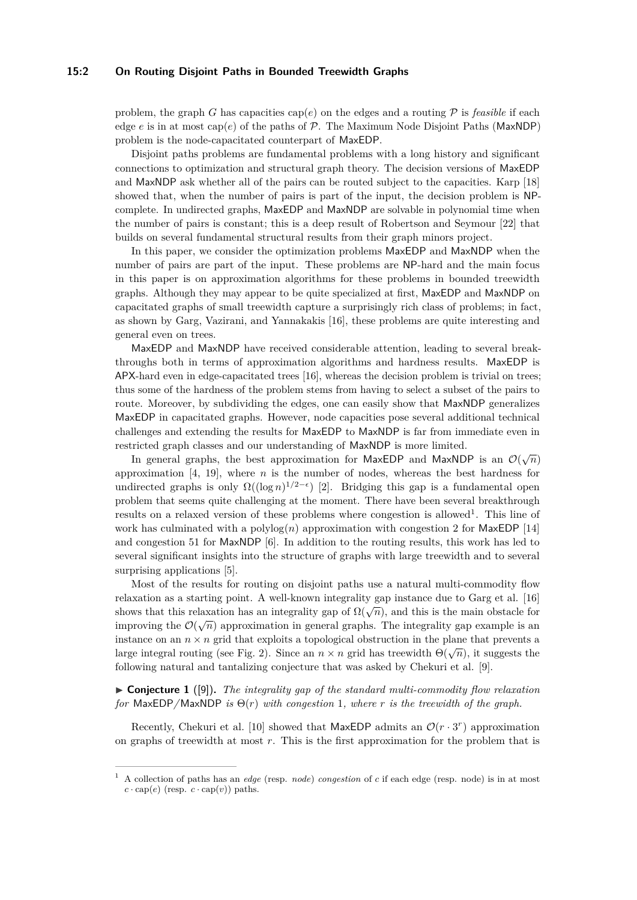problem, the graph $G$ has capacities $\text{cap}(e)$ on the edges and a routing $\mathcal{P}$ is *feasible* if each edge $e$ is in at most $\text{cap}(e)$ of the paths of $\mathcal{P}$. The Maximum Node Disjoint Paths (MaxNDP) problem is the node-capacitated counterpart of MaxEDP.

Disjoint paths problems are fundamental problems with a long history and significant connections to optimization and structural graph theory. The decision versions of MaxEDP and MaxNDP ask whether all of the pairs can be routed subject to the capacities. Karp [18] showed that, when the number of pairs is part of the input, the decision problem is NP-complete. In undirected graphs, MaxEDP and MaxNDP are solvable in polynomial time when the number of pairs is constant; this is a deep result of Robertson and Seymour [22] that builds on several fundamental structural results from their graph minors project.

In this paper, we consider the optimization problems MaxEDP and MaxNDP when the number of pairs are part of the input. These problems are NP-hard and the main focus in this paper is on approximation algorithms for these problems in bounded treewidth graphs. Although they may appear to be quite specialized at first, MaxEDP and MaxNDP on capacitated graphs of small treewidth capture a surprisingly rich class of problems; in fact, as shown by Garg, Vazirani, and Yannakakis [16], these problems are quite interesting and general even on trees.

MaxEDP and MaxNDP have received considerable attention, leading to several breakthroughs both in terms of approximation algorithms and hardness results. MaxEDP is APX-hard even in edge-capacitated trees [16], whereas the decision problem is trivial on trees; thus some of the hardness of the problem stems from having to select a subset of the pairs to route. Moreover, by subdividing the edges, one can easily show that MaxNDP generalizes MaxEDP in capacitated graphs. However, node capacities pose several additional technical challenges and extending the results for MaxEDP to MaxNDP is far from immediate even in restricted graph classes and our understanding of MaxNDP is more limited.

In general graphs, the best approximation for MaxEDP and MaxNDP is an $\mathcal{O}(\sqrt{n})$ approximation [4, 19], where $n$ is the number of nodes, whereas the best hardness for undirected graphs is only $\Omega((\log n)^{1/2-\epsilon})$ [2]. Bridging this gap is a fundamental open problem that seems quite challenging at the moment. There have been several breakthrough results on a relaxed version of these problems where congestion is allowed[1]. This line of work has culminated with a $\text{polylog}(n)$ approximation with congestion 2 for MaxEDP [14] and congestion 51 for MaxNDP [6]. In addition to the routing results, this work has led to several significant insights into the structure of graphs with large treewidth and to several surprising applications [5].

Most of the results for routing on disjoint paths use a natural multi-commodity flow relaxation as a starting point. A well-known integrality gap instance due to Garg et al. [16] shows that this relaxation has an integrality gap of $\Omega(\sqrt{n})$, and this is the main obstacle for improving the $\mathcal{O}(\sqrt{n})$ approximation in general graphs. The integrality gap example is an instance on an $n \times n$ grid that exploits a topological obstruction in the plane that prevents a large integral routing (see Fig. 2). Since an $n \times n$ grid has treewidth $\Theta(\sqrt{n})$, it suggests the following natural and tantalizing conjecture that was asked by Chekuri et al. [9].

▶ **Conjecture 1** ([9]). *The integrality gap of the standard multi-commodity flow relaxation for* MaxEDP/MaxNDP *is $\Theta(r)$ with congestion 1, where $r$ is the treewidth of the graph.*

Recently, Chekuri et al. [10] showed that MaxEDP admits an $\mathcal{O}(r \cdot 3^r)$ approximation on graphs of treewidth at most $r$. This is the first approximation for the problem that is

[1] A collection of paths has an *edge* (resp. *node*) *congestion* of $c$ if each edge (resp. node) is in at most $c \cdot \text{cap}(e)$ (resp. $c \cdot \text{cap}(v)$) paths.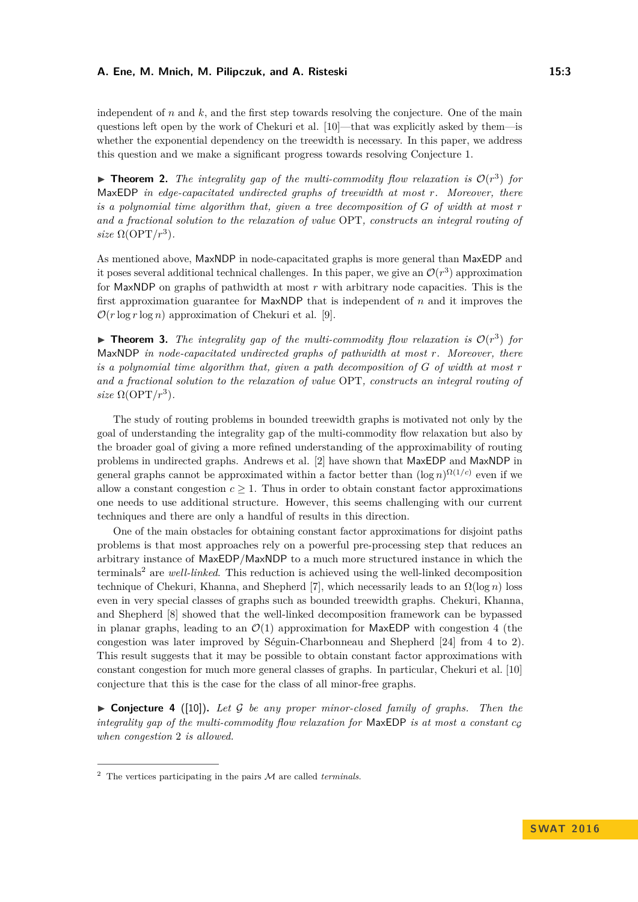independent of $n$ and $k$, and the first step towards resolving the conjecture. One of the main questions left open by the work of Chekuri et al. [10]—that was explicitly asked by them—is whether the exponential dependency on the treewidth is necessary. In this paper, we address this question and we make a significant progress towards resolving Conjecture 1.

▶ **Theorem 2.** *The integrality gap of the multi-commodity flow relaxation is $\mathcal{O}(r^3)$ for* MaxEDP *in edge-capacitated undirected graphs of treewidth at most $r$. Moreover, there is a polynomial time algorithm that, given a tree decomposition of $G$ of width at most $r$ and a fractional solution to the relaxation of value* OPT*, constructs an integral routing of size $\Omega(\mathrm{OPT}/r^3)$.*

As mentioned above, MaxNDP in node-capacitated graphs is more general than MaxEDP and it poses several additional technical challenges. In this paper, we give an $\mathcal{O}(r^3)$ approximation for MaxNDP on graphs of pathwidth at most $r$ with arbitrary node capacities. This is the first approximation guarantee for MaxNDP that is independent of $n$ and it improves the $\mathcal{O}(r \log r \log n)$ approximation of Chekuri et al. [9].

▶ **Theorem 3.** *The integrality gap of the multi-commodity flow relaxation is $\mathcal{O}(r^3)$ for* MaxNDP *in node-capacitated undirected graphs of pathwidth at most $r$. Moreover, there is a polynomial time algorithm that, given a path decomposition of $G$ of width at most $r$ and a fractional solution to the relaxation of value* OPT*, constructs an integral routing of size $\Omega(\mathrm{OPT}/r^3)$.*

The study of routing problems in bounded treewidth graphs is motivated not only by the goal of understanding the integrality gap of the multi-commodity flow relaxation but also by the broader goal of giving a more refined understanding of the approximability of routing problems in undirected graphs. Andrews et al. [2] have shown that MaxEDP and MaxNDP in general graphs cannot be approximated within a factor better than $(\log n)^{\Omega(1/c)}$ even if we allow a constant congestion $c \geq 1$. Thus in order to obtain constant factor approximations one needs to use additional structure. However, this seems challenging with our current techniques and there are only a handful of results in this direction.

One of the main obstacles for obtaining constant factor approximations for disjoint paths problems is that most approaches rely on a powerful pre-processing step that reduces an arbitrary instance of MaxEDP/MaxNDP to a much more structured instance in which the terminals[2] are *well-linked*. This reduction is achieved using the well-linked decomposition technique of Chekuri, Khanna, and Shepherd [7], which necessarily leads to an $\Omega(\log n)$ loss even in very special classes of graphs such as bounded treewidth graphs. Chekuri, Khanna, and Shepherd [8] showed that the well-linked decomposition framework can be bypassed in planar graphs, leading to an $\mathcal{O}(1)$ approximation for MaxEDP with congestion 4 (the congestion was later improved by Séguin-Charbonneau and Shepherd [24] from 4 to 2). This result suggests that it may be possible to obtain constant factor approximations with constant congestion for much more general classes of graphs. In particular, Chekuri et al. [10] conjecture that this is the case for the class of all minor-free graphs.

▶ **Conjecture 4** ([10])**.** *Let $\mathcal{G}$ be any proper minor-closed family of graphs. Then the integrality gap of the multi-commodity flow relaxation for* MaxEDP *is at most a constant $c_{\mathcal{G}}$ when congestion 2 is allowed.*

---

[2] The vertices participating in the pairs $\mathcal{M}$ are called *terminals*.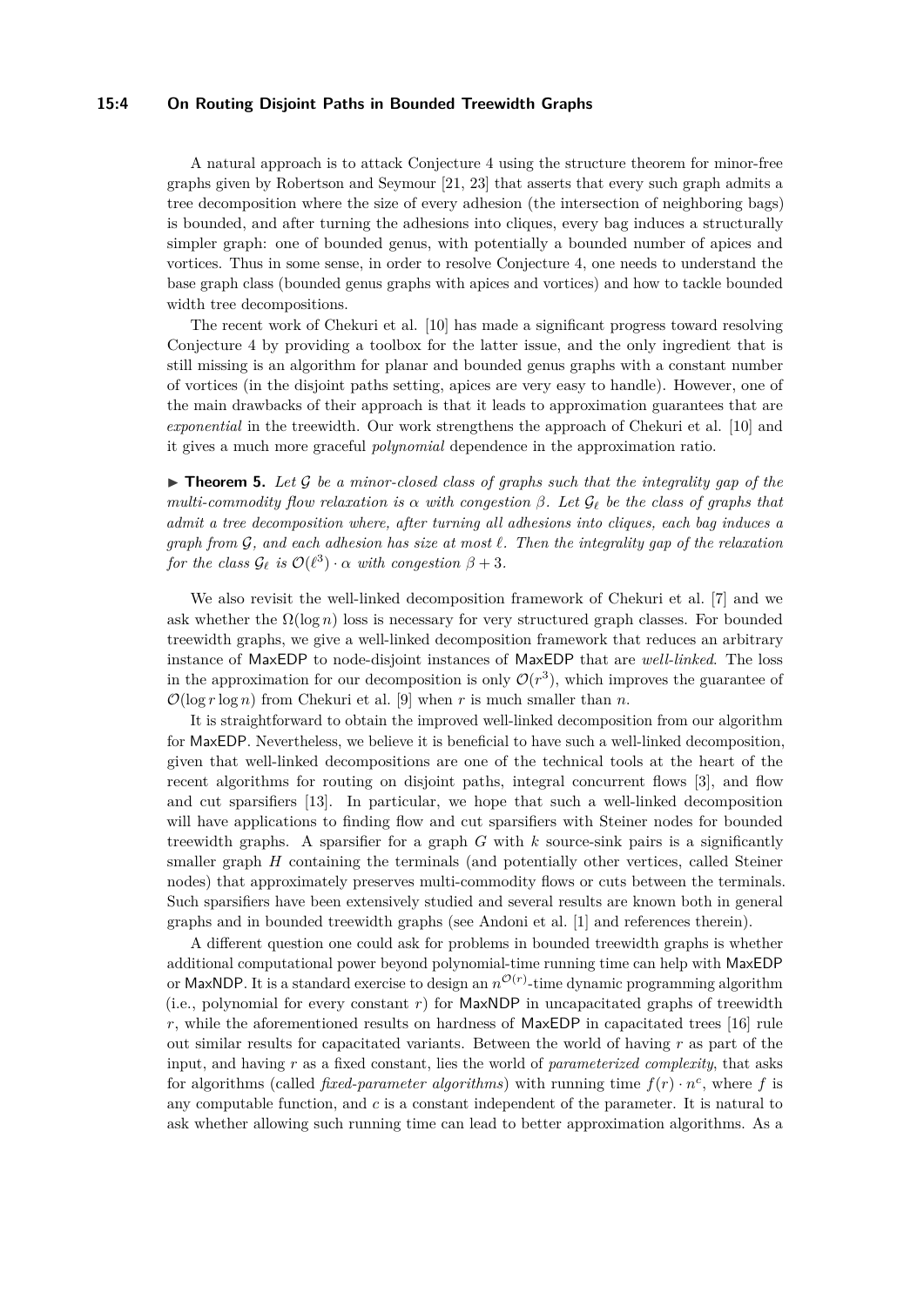A natural approach is to attack Conjecture 4 using the structure theorem for minor-free graphs given by Robertson and Seymour [21, 23] that asserts that every such graph admits a tree decomposition where the size of every adhesion (the intersection of neighboring bags) is bounded, and after turning the adhesions into cliques, every bag induces a structurally simpler graph: one of bounded genus, with potentially a bounded number of apices and vortices. Thus in some sense, in order to resolve Conjecture 4, one needs to understand the base graph class (bounded genus graphs with apices and vortices) and how to tackle bounded width tree decompositions.

The recent work of Chekuri et al. [10] has made a significant progress toward resolving Conjecture 4 by providing a toolbox for the latter issue, and the only ingredient that is still missing is an algorithm for planar and bounded genus graphs with a constant number of vortices (in the disjoint paths setting, apices are very easy to handle). However, one of the main drawbacks of their approach is that it leads to approximation guarantees that are *exponential* in the treewidth. Our work strengthens the approach of Chekuri et al. [10] and it gives a much more graceful *polynomial* dependence in the approximation ratio.

▶ **Theorem 5.** *Let $\mathcal{G}$ be a minor-closed class of graphs such that the integrality gap of the multi-commodity flow relaxation is $\alpha$ with congestion $\beta$. Let $\mathcal{G}_\ell$ be the class of graphs that admit a tree decomposition where, after turning all adhesions into cliques, each bag induces a graph from $\mathcal{G}$, and each adhesion has size at most $\ell$. Then the integrality gap of the relaxation for the class $\mathcal{G}_\ell$ is $\mathcal{O}(\ell^3) \cdot \alpha$ with congestion $\beta + 3$.*

We also revisit the well-linked decomposition framework of Chekuri et al. [7] and we ask whether the $\Omega(\log n)$ loss is necessary for very structured graph classes. For bounded treewidth graphs, we give a well-linked decomposition framework that reduces an arbitrary instance of MaxEDP to node-disjoint instances of MaxEDP that are *well-linked*. The loss in the approximation for our decomposition is only $\mathcal{O}(r^3)$, which improves the guarantee of $\mathcal{O}(\log r \log n)$ from Chekuri et al. [9] when $r$ is much smaller than $n$.

It is straightforward to obtain the improved well-linked decomposition from our algorithm for MaxEDP. Nevertheless, we believe it is beneficial to have such a well-linked decomposition, given that well-linked decompositions are one of the technical tools at the heart of the recent algorithms for routing on disjoint paths, integral concurrent flows [3], and flow and cut sparsifiers [13]. In particular, we hope that such a well-linked decomposition will have applications to finding flow and cut sparsifiers with Steiner nodes for bounded treewidth graphs. A sparsifier for a graph $G$ with $k$ source-sink pairs is a significantly smaller graph $H$ containing the terminals (and potentially other vertices, called Steiner nodes) that approximately preserves multi-commodity flows or cuts between the terminals. Such sparsifiers have been extensively studied and several results are known both in general graphs and in bounded treewidth graphs (see Andoni et al. [1] and references therein).

A different question one could ask for problems in bounded treewidth graphs is whether additional computational power beyond polynomial-time running time can help with MaxEDP or MaxNDP. It is a standard exercise to design an $n^{\mathcal{O}(r)}$-time dynamic programming algorithm (i.e., polynomial for every constant $r$) for MaxNDP in uncapacitated graphs of treewidth $r$, while the aforementioned results on hardness of MaxEDP in capacitated trees [16] rule out similar results for capacitated variants. Between the world of having $r$ as part of the input, and having $r$ as a fixed constant, lies the world of *parameterized complexity*, that asks for algorithms (called *fixed-parameter algorithms*) with running time $f(r) \cdot n^c$, where $f$ is any computable function, and $c$ is a constant independent of the parameter. It is natural to ask whether allowing such running time can lead to better approximation algorithms. As a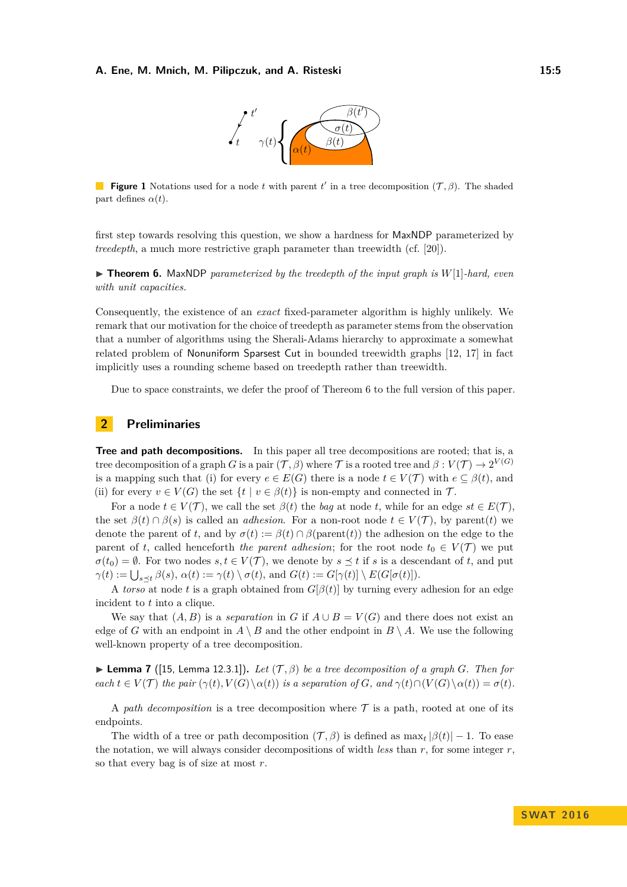**Figure 1** Notations used for a node $t$ with parent $t'$ in a tree decomposition $(\mathcal{T}, \beta)$. The shaded part defines $\alpha(t)$.

first step towards resolving this question, we show a hardness for MaxNDP parameterized by *treedepth*, a much more restrictive graph parameter than treewidth (cf. [20]).

▶ **Theorem 6.** MaxNDP *parameterized by the treedepth of the input graph is $W[1]$-hard, even with unit capacities.*

Consequently, the existence of an *exact* fixed-parameter algorithm is highly unlikely. We remark that our motivation for the choice of treedepth as parameter stems from the observation that a number of algorithms using the Sherali-Adams hierarchy to approximate a somewhat related problem of Nonuniform Sparsest Cut in bounded treewidth graphs [12, 17] in fact implicitly uses a rounding scheme based on treedepth rather than treewidth.

Due to space constraints, we defer the proof of Thereom 6 to the full version of this paper.

## 2 Preliminaries

**Tree and path decompositions.** In this paper all tree decompositions are rooted; that is, a tree decomposition of a graph $G$ is a pair $(\mathcal{T}, \beta)$ where $\mathcal{T}$ is a rooted tree and $\beta : V(\mathcal{T}) \to 2^{V(G)}$ is a mapping such that (i) for every $e \in E(G)$ there is a node $t \in V(\mathcal{T})$ with $e \subseteq \beta(t)$, and (ii) for every $v \in V(G)$ the set $\{t \mid v \in \beta(t)\}$ is non-empty and connected in $\mathcal{T}$.

For a node $t \in V(\mathcal{T})$, we call the set $\beta(t)$ the *bag* at node $t$, while for an edge $st \in E(\mathcal{T})$, the set $\beta(t) \cap \beta(s)$ is called an *adhesion*. For a non-root node $t \in V(\mathcal{T})$, by parent$(t)$ we denote the parent of $t$, and by $\sigma(t) := \beta(t) \cap \beta(\mathrm{parent}(t))$ the adhesion on the edge to the parent of $t$, called henceforth *the parent adhesion*; for the root node $t_0 \in V(\mathcal{T})$ we put $\sigma(t_0) = \emptyset$. For two nodes $s, t \in V(\mathcal{T})$, we denote by $s \preceq t$ if $s$ is a descendant of $t$, and put $\gamma(t) := \bigcup_{s \preceq t} \beta(s)$, $\alpha(t) := \gamma(t) \setminus \sigma(t)$, and $G(t) := G[\gamma(t)] \setminus E(G[\sigma(t)])$.

A *torso* at node $t$ is a graph obtained from $G[\beta(t)]$ by turning every adhesion for an edge incident to $t$ into a clique.

We say that $(A, B)$ is a *separation* in $G$ if $A \cup B = V(G)$ and there does not exist an edge of $G$ with an endpoint in $A \setminus B$ and the other endpoint in $B \setminus A$. We use the following well-known property of a tree decomposition.

▶ **Lemma 7** ([15, Lemma 12.3.1]). *Let $(\mathcal{T}, \beta)$ be a tree decomposition of a graph $G$. Then for each $t \in V(\mathcal{T})$ the pair $(\gamma(t), V(G) \setminus \alpha(t))$ is a separation of $G$, and $\gamma(t) \cap (V(G) \setminus \alpha(t)) = \sigma(t)$.*

A *path decomposition* is a tree decomposition where $\mathcal{T}$ is a path, rooted at one of its endpoints.

The width of a tree or path decomposition $(\mathcal{T}, \beta)$ is defined as $\max_t |\beta(t)| - 1$. To ease the notation, we will always consider decompositions of width *less* than $r$, for some integer $r$, so that every bag is of size at most $r$.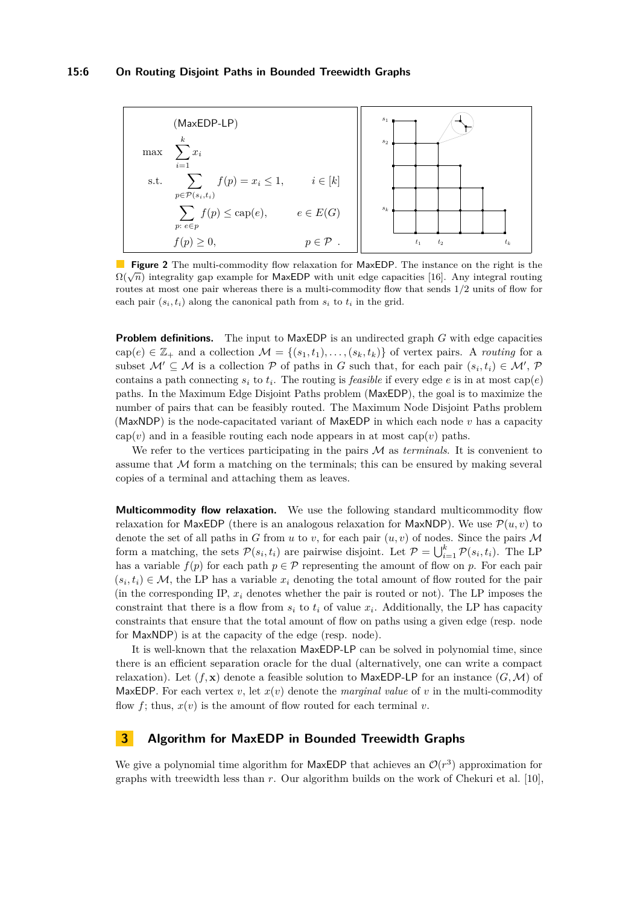$$
\begin{aligned}
&\text{(MaxEDP-LP)} \\
\max \quad & \sum_{i=1}^{k} x_i \\
\text{s.t.} \quad & \sum_{p \in \mathcal{P}(s_i,t_i)} f(p) = x_i \le 1, && i \in [k] \\
& \sum_{p:\, e \in p} f(p) \le \mathrm{cap}(e), && e \in E(G) \\
& f(p) \ge 0, && p \in \mathcal{P} \ .
\end{aligned}
$$

**Figure 2** The multi-commodity flow relaxation for MaxEDP. The instance on the right is the $\Omega(\sqrt{n})$ integrality gap example for MaxEDP with unit edge capacities [16]. Any integral routing routes at most one pair whereas there is a multi-commodity flow that sends 1/2 units of flow for each pair $(s_i, t_i)$ along the canonical path from $s_i$ to $t_i$ in the grid.

**Problem definitions.** The input to MaxEDP is an undirected graph $G$ with edge capacities $\mathrm{cap}(e) \in \mathbb{Z}_+$ and a collection $\mathcal{M} = \{(s_1, t_1), \ldots, (s_k, t_k)\}$ of vertex pairs. A *routing* for a subset $\mathcal{M}' \subseteq \mathcal{M}$ is a collection $\mathcal{P}$ of paths in $G$ such that, for each pair $(s_i, t_i) \in \mathcal{M}'$, $\mathcal{P}$ contains a path connecting $s_i$ to $t_i$. The routing is *feasible* if every edge $e$ is in at most $\mathrm{cap}(e)$ paths. In the Maximum Edge Disjoint Paths problem (MaxEDP), the goal is to maximize the number of pairs that can be feasibly routed. The Maximum Node Disjoint Paths problem (MaxNDP) is the node-capacitated variant of MaxEDP in which each node $v$ has a capacity $\mathrm{cap}(v)$ and in a feasible routing each node appears in at most $\mathrm{cap}(v)$ paths.

We refer to the vertices participating in the pairs $\mathcal{M}$ as *terminals*. It is convenient to assume that $\mathcal{M}$ form a matching on the terminals; this can be ensured by making several copies of a terminal and attaching them as leaves.

**Multicommodity flow relaxation.** We use the following standard multicommodity flow relaxation for MaxEDP (there is an analogous relaxation for MaxNDP). We use $\mathcal{P}(u, v)$ to denote the set of all paths in $G$ from $u$ to $v$, for each pair $(u, v)$ of nodes. Since the pairs $\mathcal{M}$ form a matching, the sets $\mathcal{P}(s_i, t_i)$ are pairwise disjoint. Let $\mathcal{P} = \bigcup_{i=1}^{k} \mathcal{P}(s_i, t_i)$. The LP has a variable $f(p)$ for each path $p \in \mathcal{P}$ representing the amount of flow on $p$. For each pair $(s_i, t_i) \in \mathcal{M}$, the LP has a variable $x_i$ denoting the total amount of flow routed for the pair (in the corresponding IP, $x_i$ denotes whether the pair is routed or not). The LP imposes the constraint that there is a flow from $s_i$ to $t_i$ of value $x_i$. Additionally, the LP has capacity constraints that ensure that the total amount of flow on paths using a given edge (resp. node for MaxNDP) is at the capacity of the edge (resp. node).

It is well-known that the relaxation MaxEDP-LP can be solved in polynomial time, since there is an efficient separation oracle for the dual (alternatively, one can write a compact relaxation). Let $(f, \mathbf{x})$ denote a feasible solution to MaxEDP-LP for an instance $(G, \mathcal{M})$ of MaxEDP. For each vertex $v$, let $x(v)$ denote the *marginal value* of $v$ in the multi-commodity flow $f$; thus, $x(v)$ is the amount of flow routed for each terminal $v$.

## 3 Algorithm for MaxEDP in Bounded Treewidth Graphs

We give a polynomial time algorithm for MaxEDP that achieves an $\mathcal{O}(r^3)$ approximation for graphs with treewidth less than $r$. Our algorithm builds on the work of Chekuri et al. [10],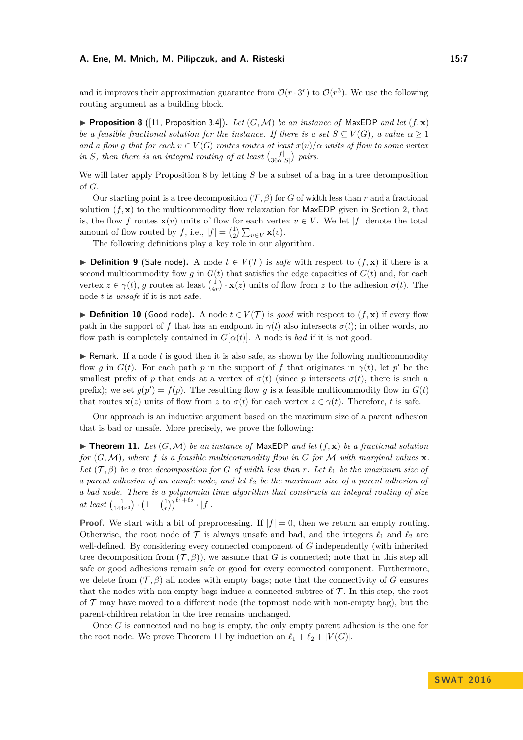and it improves their approximation guarantee from $\mathcal{O}(r \cdot 3^r)$ to $\mathcal{O}(r^3)$. We use the following routing argument as a building block.

▶ **Proposition 8** ([11, Proposition 3.4]). *Let $(G, \mathcal{M})$ be an instance of* MaxEDP *and let $(f, \mathbf{x})$ be a feasible fractional solution for the instance. If there is a set $S \subseteq V(G)$, a value $\alpha \geq 1$ and a flow $g$ that for each $v \in V(G)$ routes routes at least $x(v)/\alpha$ units of flow to some vertex in $S$, then there is an integral routing of at least $\left(\frac{|f|}{36\alpha|S|}\right)$ pairs.*

We will later apply Proposition 8 by letting $S$ be a subset of a bag in a tree decomposition of $G$.

Our starting point is a tree decomposition $(\mathcal{T}, \beta)$ for $G$ of width less than $r$ and a fractional solution $(f, \mathbf{x})$ to the multicommodity flow relaxation for MaxEDP given in Section 2, that is, the flow $f$ routes $\mathbf{x}(v)$ units of flow for each vertex $v \in V$. We let $|f|$ denote the total amount of flow routed by $f$, i.e., $|f| = \left(\frac{1}{2}\right) \sum_{v \in V} \mathbf{x}(v)$.

The following definitions play a key role in our algorithm.

▶ **Definition 9** (Safe node). A node $t \in V(\mathcal{T})$ is *safe* with respect to $(f, \mathbf{x})$ if there is a second multicommodity flow $g$ in $G(t)$ that satisfies the edge capacities of $G(t)$ and, for each vertex $z \in \gamma(t)$, $g$ routes at least $\left(\frac{1}{4r}\right) \cdot \mathbf{x}(z)$ units of flow from $z$ to the adhesion $\sigma(t)$. The node $t$ is *unsafe* if it is not safe.

▶ **Definition 10** (Good node). A node $t \in V(\mathcal{T})$ is *good* with respect to $(f, \mathbf{x})$ if every flow path in the support of $f$ that has an endpoint in $\gamma(t)$ also intersects $\sigma(t)$; in other words, no flow path is completely contained in $G[\alpha(t)]$. A node is *bad* if it is not good.

▶ Remark. If a node $t$ is good then it is also safe, as shown by the following multicommodity flow $g$ in $G(t)$. For each path $p$ in the support of $f$ that originates in $\gamma(t)$, let $p'$ be the smallest prefix of $p$ that ends at a vertex of $\sigma(t)$ (since $p$ intersects $\sigma(t)$, there is such a prefix); we set $g(p') = f(p)$. The resulting flow $g$ is a feasible multicommodity flow in $G(t)$ that routes $\mathbf{x}(z)$ units of flow from $z$ to $\sigma(t)$ for each vertex $z \in \gamma(t)$. Therefore, $t$ is safe.

Our approach is an inductive argument based on the maximum size of a parent adhesion that is bad or unsafe. More precisely, we prove the following:

▶ **Theorem 11.** *Let $(G, \mathcal{M})$ be an instance of* MaxEDP *and let $(f, \mathbf{x})$ be a fractional solution for $(G, \mathcal{M})$, where $f$ is a feasible multicommodity flow in $G$ for $\mathcal{M}$ with marginal values $\mathbf{x}$. Let $(\mathcal{T}, \beta)$ be a tree decomposition for $G$ of width less than $r$. Let $\ell_1$ be the maximum size of a parent adhesion of an unsafe node, and let $\ell_2$ be the maximum size of a parent adhesion of a bad node. There is a polynomial time algorithm that constructs an integral routing of size at least $\left(\frac{1}{144r^3}\right) \cdot \left(1 - \left(\frac{1}{r}\right)\right)^{\ell_1 + \ell_2} \cdot |f|$.*

**Proof.** We start with a bit of preprocessing. If $|f| = 0$, then we return an empty routing. Otherwise, the root node of $\mathcal{T}$ is always unsafe and bad, and the integers $\ell_1$ and $\ell_2$ are well-defined. By considering every connected component of $G$ independently (with inherited tree decomposition from $(\mathcal{T}, \beta)$), we assume that $G$ is connected; note that in this step all safe or good adhesions remain safe or good for every connected component. Furthermore, we delete from $(\mathcal{T}, \beta)$ all nodes with empty bags; note that the connectivity of $G$ ensures that the nodes with non-empty bags induce a connected subtree of $\mathcal{T}$. In this step, the root of $\mathcal{T}$ may have moved to a different node (the topmost node with non-empty bag), but the parent-children relation in the tree remains unchanged.

Once $G$ is connected and no bag is empty, the only empty parent adhesion is the one for the root node. We prove Theorem 11 by induction on $\ell_1 + \ell_2 + |V(G)|$.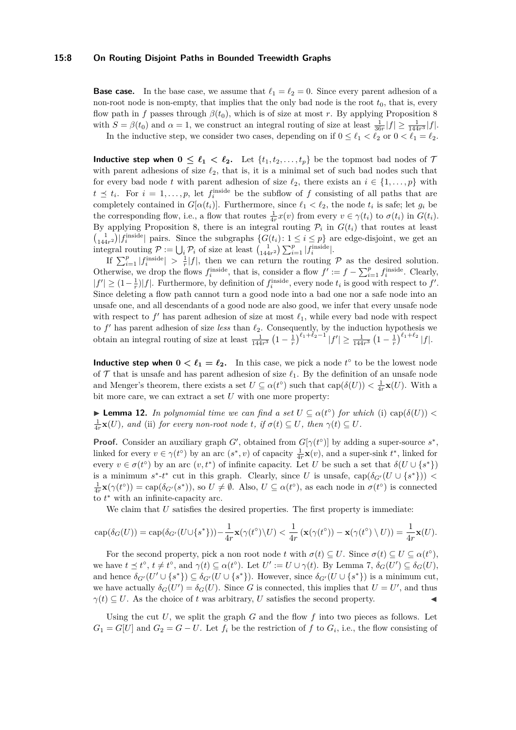**Base case.** In the base case, we assume that $\ell_1 = \ell_2 = 0$. Since every parent adhesion of a non-root node is non-empty, that implies that the only bad node is the root $t_0$, that is, every flow path in $f$ passes through $\beta(t_0)$, which is of size at most $r$. By applying Proposition 8 with $S = \beta(t_0)$ and $\alpha = 1$, we construct an integral routing of size at least $\frac{1}{36r}|f| \geq \frac{1}{144r^3}|f|$.

In the inductive step, we consider two cases, depending on if $0 \leq \ell_1 < \ell_2$ or $0 < \ell_1 = \ell_2$.

**Inductive step when $0 \leq \ell_1 < \ell_2$.** Let $\{t_1, t_2, \ldots, t_p\}$ be the topmost bad nodes of $\mathcal{T}$ with parent adhesions of size $\ell_2$, that is, it is a minimal set of such bad nodes such that for every bad node $t$ with parent adhesion of size $\ell_2$, there exists an $i \in \{1, \ldots, p\}$ with $t \preceq t_i$. For $i = 1, \ldots, p$, let $f_i^{\mathrm{inside}}$ be the subflow of $f$ consisting of all paths that are completely contained in $G[\alpha(t_i)]$. Furthermore, since $\ell_1 < \ell_2$, the node $t_i$ is safe; let $g_i$ be the corresponding flow, i.e., a flow that routes $\frac{1}{4r}x(v)$ from every $v \in \gamma(t_i)$ to $\sigma(t_i)$ in $G(t_i)$. By applying Proposition 8, there is an integral routing $\mathcal{P}_i$ in $G(t_i)$ that routes at least $\left(\frac{1}{144r^2}\right)|f_i^{\mathrm{inside}}|$ pairs. Since the subgraphs $\{G(t_i) \colon 1 \leq i \leq p\}$ are edge-disjoint, we get an integral routing $\mathcal{P} := \bigcup_i \mathcal{P}_i$ of size at least $\left(\frac{1}{144r^2}\right) \sum_{i=1}^{p} |f_i^{\mathrm{inside}}|$.

If $\sum_{i=1}^{p} |f_i^{\mathrm{inside}}| > \frac{1}{r}|f|$, then we can return the routing $\mathcal{P}$ as the desired solution. Otherwise, we drop the flows $f_i^{\mathrm{inside}}$, that is, consider a flow $f' := f - \sum_{i=1}^{p} f_i^{\mathrm{inside}}$. Clearly, $|f'| \geq (1 - \frac{1}{r})|f|$. Furthermore, by definition of $f_i^{\mathrm{inside}}$, every node $t_i$ is good with respect to $f'$. Since deleting a flow path cannot turn a good node into a bad one nor a safe node into an unsafe one, and all descendants of a good node are also good, we infer that every unsafe node with respect to $f'$ has parent adhesion of size at most $\ell_1$, while every bad node with respect to $f'$ has parent adhesion of size *less* than $\ell_2$. Consequently, by the induction hypothesis we obtain an integral routing of size at least $\frac{1}{144r^3}\left(1 - \frac{1}{r}\right)^{\ell_1 + \ell_2 - 1}|f'| \geq \frac{1}{144r^3}\left(1 - \frac{1}{r}\right)^{\ell_1 + \ell_2}|f|$.

**Inductive step when $0 < \ell_1 = \ell_2$.** In this case, we pick a node $t^\circ$ to be the lowest node of $\mathcal{T}$ that is unsafe and has parent adhesion of size $\ell_1$. By the definition of an unsafe node and Menger's theorem, there exists a set $U \subseteq \alpha(t^\circ)$ such that $\mathrm{cap}(\delta(U)) < \frac{1}{4r}\mathbf{x}(U)$. With a bit more care, we can extract a set $U$ with one more property:

▶ **Lemma 12.** *In polynomial time we can find a set $U \subseteq \alpha(t^\circ)$ for which* (i) $\mathrm{cap}(\delta(U)) < \frac{1}{4r}\mathbf{x}(U)$*, and* (ii) *for every non-root node $t$, if $\sigma(t) \subseteq U$, then $\gamma(t) \subseteq U$.*

**Proof.** Consider an auxiliary graph $G'$, obtained from $G[\gamma(t^\circ)]$ by adding a super-source $s^*$, linked for every $v \in \gamma(t^\circ)$ by an arc $(s^*, v)$ of capacity $\frac{1}{4r}\mathbf{x}(v)$, and a super-sink $t^*$, linked for every $v \in \sigma(t^\circ)$ by an arc $(v, t^*)$ of infinite capacity. Let $U$ be such a set that $\delta(U \cup \{s^*\})$ is a minimum $s^*$-$t^*$ cut in this graph. Clearly, since $U$ is unsafe, $\mathrm{cap}(\delta_{G'}(U \cup \{s^*\})) < \frac{1}{4r}\mathbf{x}(\gamma(t^\circ)) = \mathrm{cap}(\delta_{G'}(s^*))$, so $U \neq \emptyset$. Also, $U \subseteq \alpha(t^\circ)$, as each node in $\sigma(t^\circ)$ is connected to $t^*$ with an infinite-capacity arc.

We claim that $U$ satisfies the desired properties. The first property is immediate:

$$\mathrm{cap}(\delta_G(U)) = \mathrm{cap}(\delta_{G'}(U \cup \{s^*\})) - \frac{1}{4r}\mathbf{x}(\gamma(t^\circ) \setminus U) < \frac{1}{4r}\left(\mathbf{x}(\gamma(t^\circ)) - \mathbf{x}(\gamma(t^\circ) \setminus U)\right) = \frac{1}{4r}\mathbf{x}(U).$$

For the second property, pick a non root node $t$ with $\sigma(t) \subseteq U$. Since $\sigma(t) \subseteq U \subseteq \alpha(t^\circ)$, we have $t \preceq t^\circ$, $t \neq t^\circ$, and $\gamma(t) \subseteq \alpha(t^\circ)$. Let $U' := U \cup \gamma(t)$. By Lemma 7, $\delta_G(U') \subseteq \delta_G(U)$, and hence $\delta_{G'}(U' \cup \{s^*\}) \subseteq \delta_{G'}(U \cup \{s^*\})$. However, since $\delta_{G'}(U \cup \{s^*\})$ is a minimum cut, we have actually $\delta_G(U') = \delta_G(U)$. Since $G$ is connected, this implies that $U = U'$, and thus $\gamma(t) \subseteq U$. As the choice of $t$ was arbitrary, $U$ satisfies the second property. ◀

Using the cut $U$, we split the graph $G$ and the flow $f$ into two pieces as follows. Let $G_1 = G[U]$ and $G_2 = G - U$. Let $f_i$ be the restriction of $f$ to $G_i$, i.e., the flow consisting of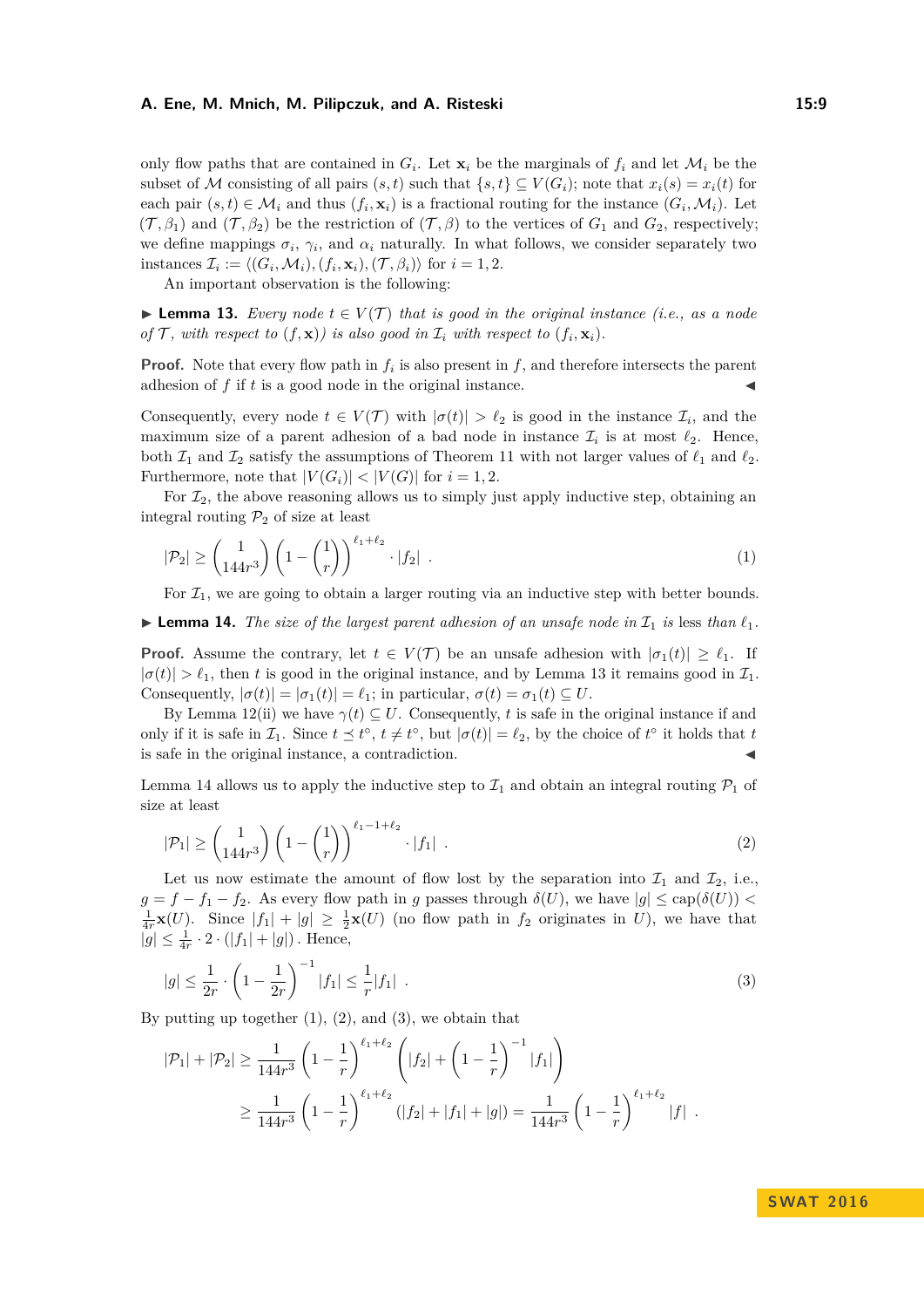only flow paths that are contained in $G_i$. Let $\mathbf{x}_i$ be the marginals of $f_i$ and let $\mathcal{M}_i$ be the subset of $\mathcal{M}$ consisting of all pairs $(s,t)$ such that $\{s,t\} \subseteq V(G_i)$; note that $x_i(s) = x_i(t)$ for each pair $(s,t) \in \mathcal{M}_i$ and thus $(f_i, \mathbf{x}_i)$ is a fractional routing for the instance $(G_i, \mathcal{M}_i)$. Let $(\mathcal{T}, \beta_1)$ and $(\mathcal{T}, \beta_2)$ be the restriction of $(\mathcal{T}, \beta)$ to the vertices of $G_1$ and $G_2$, respectively; we define mappings $\sigma_i$, $\gamma_i$, and $\alpha_i$ naturally. In what follows, we consider separately two instances $\mathcal{I}_i := \langle (G_i, \mathcal{M}_i), (f_i, \mathbf{x}_i), (\mathcal{T}, \beta_i) \rangle$ for $i = 1, 2$.

An important observation is the following:

▶ **Lemma 13.** *Every node $t \in V(\mathcal{T})$ that is good in the original instance (i.e., as a node of $\mathcal{T}$, with respect to $(f, \mathbf{x})$) is also good in $\mathcal{I}_i$ with respect to $(f_i, \mathbf{x}_i)$.*

**Proof.** Note that every flow path in $f_i$ is also present in $f$, and therefore intersects the parent adhesion of $f$ if $t$ is a good node in the original instance. ◀

Consequently, every node $t \in V(\mathcal{T})$ with $|\sigma(t)| > \ell_2$ is good in the instance $\mathcal{I}_i$, and the maximum size of a parent adhesion of a bad node in instance $\mathcal{I}_i$ is at most $\ell_2$. Hence, both $\mathcal{I}_1$ and $\mathcal{I}_2$ satisfy the assumptions of Theorem 11 with not larger values of $\ell_1$ and $\ell_2$. Furthermore, note that $|V(G_i)| < |V(G)|$ for $i = 1, 2$.

For $\mathcal{I}_2$, the above reasoning allows us to simply just apply inductive step, obtaining an integral routing $\mathcal{P}_2$ of size at least

$$|\mathcal{P}_2| \geq \left(\frac{1}{144r^3}\right)\left(1 - \left(\frac{1}{r}\right)\right)^{\ell_1+\ell_2} \cdot |f_2| \ . \tag{1}$$

For $\mathcal{I}_1$, we are going to obtain a larger routing via an inductive step with better bounds.

▶ **Lemma 14.** *The size of the largest parent adhesion of an unsafe node in $\mathcal{I}_1$ is* less than *$\ell_1$.*

**Proof.** Assume the contrary, let $t \in V(\mathcal{T})$ be an unsafe adhesion with $|\sigma_1(t)| \geq \ell_1$. If $|\sigma(t)| > \ell_1$, then $t$ is good in the original instance, and by Lemma 13 it remains good in $\mathcal{I}_1$. Consequently, $|\sigma(t)| = |\sigma_1(t)| = \ell_1$; in particular, $\sigma(t) = \sigma_1(t) \subseteq U$.

By Lemma 12(ii) we have $\gamma(t) \subseteq U$. Consequently, $t$ is safe in the original instance if and only if it is safe in $\mathcal{I}_1$. Since $t \preceq t^\circ$, $t \neq t^\circ$, but $|\sigma(t)| = \ell_2$, by the choice of $t^\circ$ it holds that $t$ is safe in the original instance, a contradiction. ◀

Lemma 14 allows us to apply the inductive step to $\mathcal{I}_1$ and obtain an integral routing $\mathcal{P}_1$ of size at least

$$|\mathcal{P}_1| \geq \left(\frac{1}{144r^3}\right)\left(1 - \left(\frac{1}{r}\right)\right)^{\ell_1-1+\ell_2} \cdot |f_1| \ . \tag{2}$$

Let us now estimate the amount of flow lost by the separation into $\mathcal{I}_1$ and $\mathcal{I}_2$, i.e., $g = f - f_1 - f_2$. As every flow path in $g$ passes through $\delta(U)$, we have $|g| \leq \mathrm{cap}(\delta(U)) < \frac{1}{4r}\mathbf{x}(U)$. Since $|f_1| + |g| \geq \frac{1}{2}\mathbf{x}(U)$ (no flow path in $f_2$ originates in $U$), we have that $|g| \leq \frac{1}{4r} \cdot 2 \cdot (|f_1| + |g|)$. Hence,

$$|g| \leq \frac{1}{2r} \cdot \left(1 - \frac{1}{2r}\right)^{-1} |f_1| \leq \frac{1}{r}|f_1| \ . \tag{3}$$

By putting up together (1), (2), and (3), we obtain that

$$\begin{aligned}
|\mathcal{P}_1| + |\mathcal{P}_2| &\geq \frac{1}{144r^3}\left(1 - \frac{1}{r}\right)^{\ell_1+\ell_2}\left(|f_2| + \left(1 - \frac{1}{r}\right)^{-1}|f_1|\right) \\
&\geq \frac{1}{144r^3}\left(1 - \frac{1}{r}\right)^{\ell_1+\ell_2}(|f_2| + |f_1| + |g|) = \frac{1}{144r^3}\left(1 - \frac{1}{r}\right)^{\ell_1+\ell_2}|f| \ .
\end{aligned}$$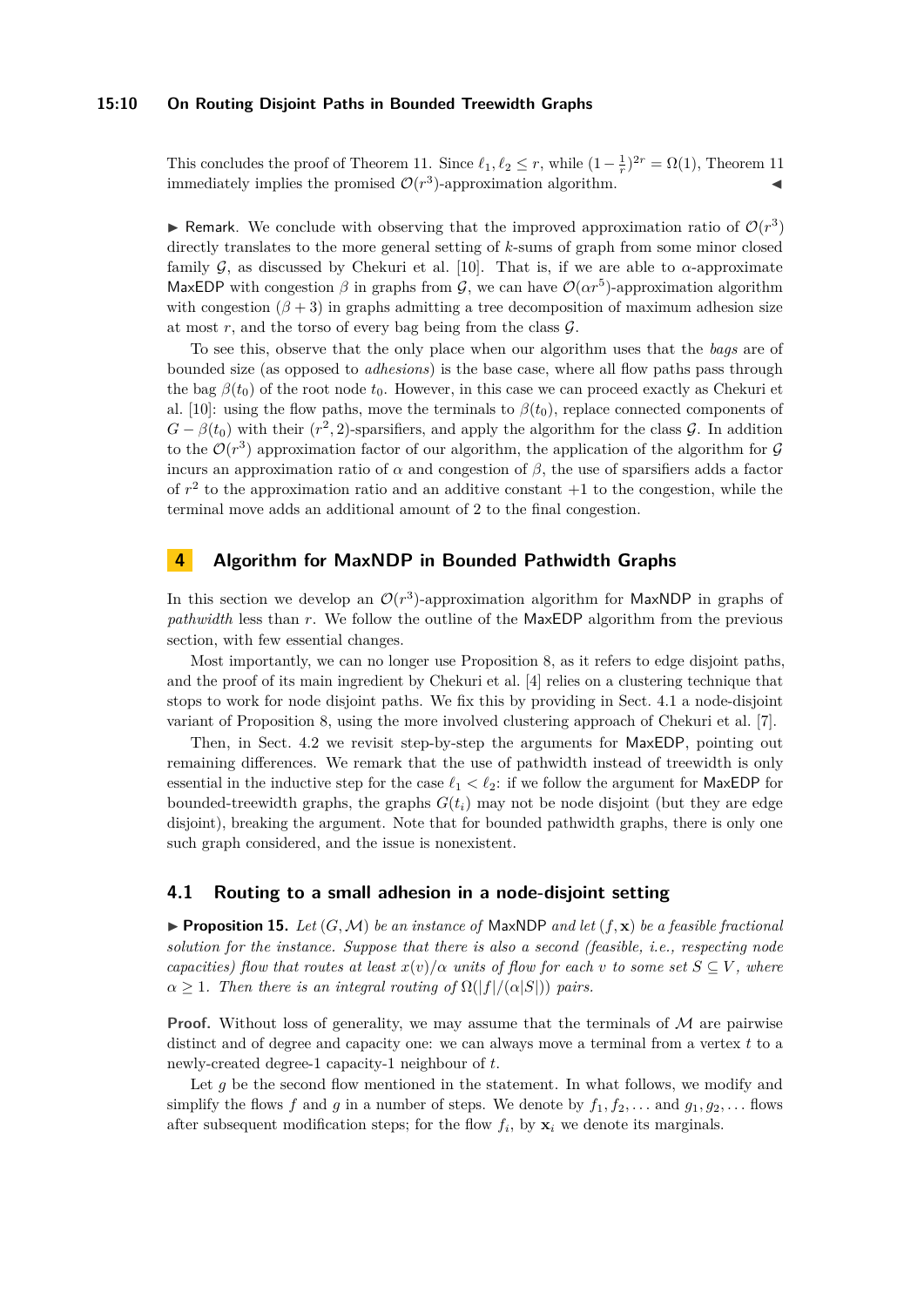This concludes the proof of Theorem 11. Since $\ell_1, \ell_2 \leq r$, while $(1 - \frac{1}{r})^{2r} = \Omega(1)$, Theorem 11 immediately implies the promised $\mathcal{O}(r^3)$-approximation algorithm. ◀

▶ Remark. We conclude with observing that the improved approximation ratio of $\mathcal{O}(r^3)$ directly translates to the more general setting of $k$-sums of graph from some minor closed family $\mathcal{G}$, as discussed by Chekuri et al. [10]. That is, if we are able to $\alpha$-approximate MaxEDP with congestion $\beta$ in graphs from $\mathcal{G}$, we can have $\mathcal{O}(\alpha r^5)$-approximation algorithm with congestion $(\beta + 3)$ in graphs admitting a tree decomposition of maximum adhesion size at most $r$, and the torso of every bag being from the class $\mathcal{G}$.

To see this, observe that the only place when our algorithm uses that the *bags* are of bounded size (as opposed to *adhesions*) is the base case, where all flow paths pass through the bag $\beta(t_0)$ of the root node $t_0$. However, in this case we can proceed exactly as Chekuri et al. [10]: using the flow paths, move the terminals to $\beta(t_0)$, replace connected components of $G - \beta(t_0)$ with their $(r^2, 2)$-sparsifiers, and apply the algorithm for the class $\mathcal{G}$. In addition to the $\mathcal{O}(r^3)$ approximation factor of our algorithm, the application of the algorithm for $\mathcal{G}$ incurs an approximation ratio of $\alpha$ and congestion of $\beta$, the use of sparsifiers adds a factor of $r^2$ to the approximation ratio and an additive constant $+1$ to the congestion, while the terminal move adds an additional amount of 2 to the final congestion.

## 4 Algorithm for MaxNDP in Bounded Pathwidth Graphs

In this section we develop an $\mathcal{O}(r^3)$-approximation algorithm for MaxNDP in graphs of *pathwidth* less than $r$. We follow the outline of the MaxEDP algorithm from the previous section, with few essential changes.

Most importantly, we can no longer use Proposition 8, as it refers to edge disjoint paths, and the proof of its main ingredient by Chekuri et al. [4] relies on a clustering technique that stops to work for node disjoint paths. We fix this by providing in Sect. 4.1 a node-disjoint variant of Proposition 8, using the more involved clustering approach of Chekuri et al. [7].

Then, in Sect. 4.2 we revisit step-by-step the arguments for MaxEDP, pointing out remaining differences. We remark that the use of pathwidth instead of treewidth is only essential in the inductive step for the case $\ell_1 < \ell_2$: if we follow the argument for MaxEDP for bounded-treewidth graphs, the graphs $G(t_i)$ may not be node disjoint (but they are edge disjoint), breaking the argument. Note that for bounded pathwidth graphs, there is only one such graph considered, and the issue is nonexistent.

### 4.1 Routing to a small adhesion in a node-disjoint setting

▶ **Proposition 15.** *Let $(G, \mathcal{M})$ be an instance of* MaxNDP *and let $(f, \mathbf{x})$ be a feasible fractional solution for the instance. Suppose that there is also a second (feasible, i.e., respecting node capacities) flow that routes at least $x(v)/\alpha$ units of flow for each $v$ to some set $S \subseteq V$, where $\alpha \geq 1$. Then there is an integral routing of $\Omega(|f|/(\alpha|S|))$ pairs.*

**Proof.** Without loss of generality, we may assume that the terminals of $\mathcal{M}$ are pairwise distinct and of degree and capacity one: we can always move a terminal from a vertex $t$ to a newly-created degree-1 capacity-1 neighbour of $t$.

Let $g$ be the second flow mentioned in the statement. In what follows, we modify and simplify the flows $f$ and $g$ in a number of steps. We denote by $f_1, f_2, \ldots$ and $g_1, g_2, \ldots$ flows after subsequent modification steps; for the flow $f_i$, by $\mathbf{x}_i$ we denote its marginals.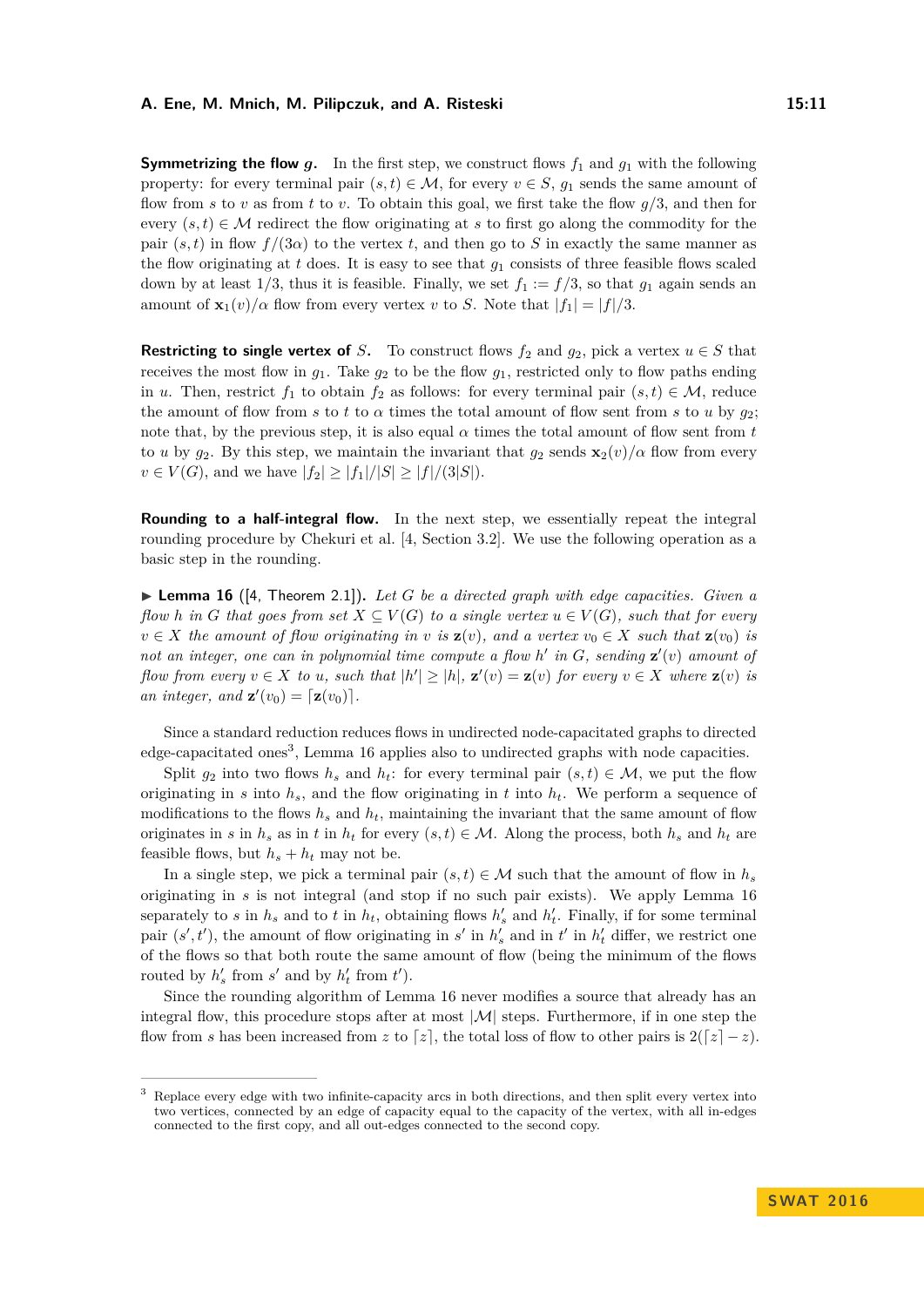**Symmetrizing the flow $g$.** In the first step, we construct flows $f_1$ and $g_1$ with the following property: for every terminal pair $(s,t) \in \mathcal{M}$, for every $v \in S$, $g_1$ sends the same amount of flow from $s$ to $v$ as from $t$ to $v$. To obtain this goal, we first take the flow $g/3$, and then for every $(s,t) \in \mathcal{M}$ redirect the flow originating at $s$ to first go along the commodity for the pair $(s,t)$ in flow $f/(3\alpha)$ to the vertex $t$, and then go to $S$ in exactly the same manner as the flow originating at $t$ does. It is easy to see that $g_1$ consists of three feasible flows scaled down by at least $1/3$, thus it is feasible. Finally, we set $f_1 := f/3$, so that $g_1$ again sends an amount of $\mathbf{x}_1(v)/\alpha$ flow from every vertex $v$ to $S$. Note that $|f_1| = |f|/3$.

**Restricting to single vertex of $S$.** To construct flows $f_2$ and $g_2$, pick a vertex $u \in S$ that receives the most flow in $g_1$. Take $g_2$ to be the flow $g_1$, restricted only to flow paths ending in $u$. Then, restrict $f_1$ to obtain $f_2$ as follows: for every terminal pair $(s,t) \in \mathcal{M}$, reduce the amount of flow from $s$ to $t$ to $\alpha$ times the total amount of flow sent from $s$ to $u$ by $g_2$; note that, by the previous step, it is also equal $\alpha$ times the total amount of flow sent from $t$ to $u$ by $g_2$. By this step, we maintain the invariant that $g_2$ sends $\mathbf{x}_2(v)/\alpha$ flow from every $v \in V(G)$, and we have $|f_2| \geq |f_1|/|S| \geq |f|/(3|S|)$.

**Rounding to a half-integral flow.** In the next step, we essentially repeat the integral rounding procedure by Chekuri et al. [4, Section 3.2]. We use the following operation as a basic step in the rounding.

▶ **Lemma 16** ([4, Theorem 2.1]). *Let $G$ be a directed graph with edge capacities. Given a flow $h$ in $G$ that goes from set $X \subseteq V(G)$ to a single vertex $u \in V(G)$, such that for every $v \in X$ the amount of flow originating in $v$ is $\mathbf{z}(v)$, and a vertex $v_0 \in X$ such that $\mathbf{z}(v_0)$ is not an integer, one can in polynomial time compute a flow $h'$ in $G$, sending $\mathbf{z}'(v)$ amount of flow from every $v \in X$ to $u$, such that $|h'| \geq |h|$, $\mathbf{z}'(v) = \mathbf{z}(v)$ for every $v \in X$ where $\mathbf{z}(v)$ is an integer, and $\mathbf{z}'(v_0) = \lceil \mathbf{z}(v_0) \rceil$.*

Since a standard reduction reduces flows in undirected node-capacitated graphs to directed edge-capacitated ones[3], Lemma 16 applies also to undirected graphs with node capacities.

Split $g_2$ into two flows $h_s$ and $h_t$: for every terminal pair $(s,t) \in \mathcal{M}$, we put the flow originating in $s$ into $h_s$, and the flow originating in $t$ into $h_t$. We perform a sequence of modifications to the flows $h_s$ and $h_t$, maintaining the invariant that the same amount of flow originates in $s$ in $h_s$ as in $t$ in $h_t$ for every $(s,t) \in \mathcal{M}$. Along the process, both $h_s$ and $h_t$ are feasible flows, but $h_s + h_t$ may not be.

In a single step, we pick a terminal pair $(s,t) \in \mathcal{M}$ such that the amount of flow in $h_s$ originating in $s$ is not integral (and stop if no such pair exists). We apply Lemma 16 separately to $s$ in $h_s$ and to $t$ in $h_t$, obtaining flows $h'_s$ and $h'_t$. Finally, if for some terminal pair $(s',t')$, the amount of flow originating in $s'$ in $h'_s$ and in $t'$ in $h'_t$ differ, we restrict one of the flows so that both route the same amount of flow (being the minimum of the flows routed by $h'_s$ from $s'$ and by $h'_t$ from $t'$).

Since the rounding algorithm of Lemma 16 never modifies a source that already has an integral flow, this procedure stops after at most $|\mathcal{M}|$ steps. Furthermore, if in one step the flow from $s$ has been increased from $z$ to $\lceil z \rceil$, the total loss of flow to other pairs is $2(\lceil z \rceil - z)$.

---

[3] Replace every edge with two infinite-capacity arcs in both directions, and then split every vertex into two vertices, connected by an edge of capacity equal to the capacity of the vertex, with all in-edges connected to the first copy, and all out-edges connected to the second copy.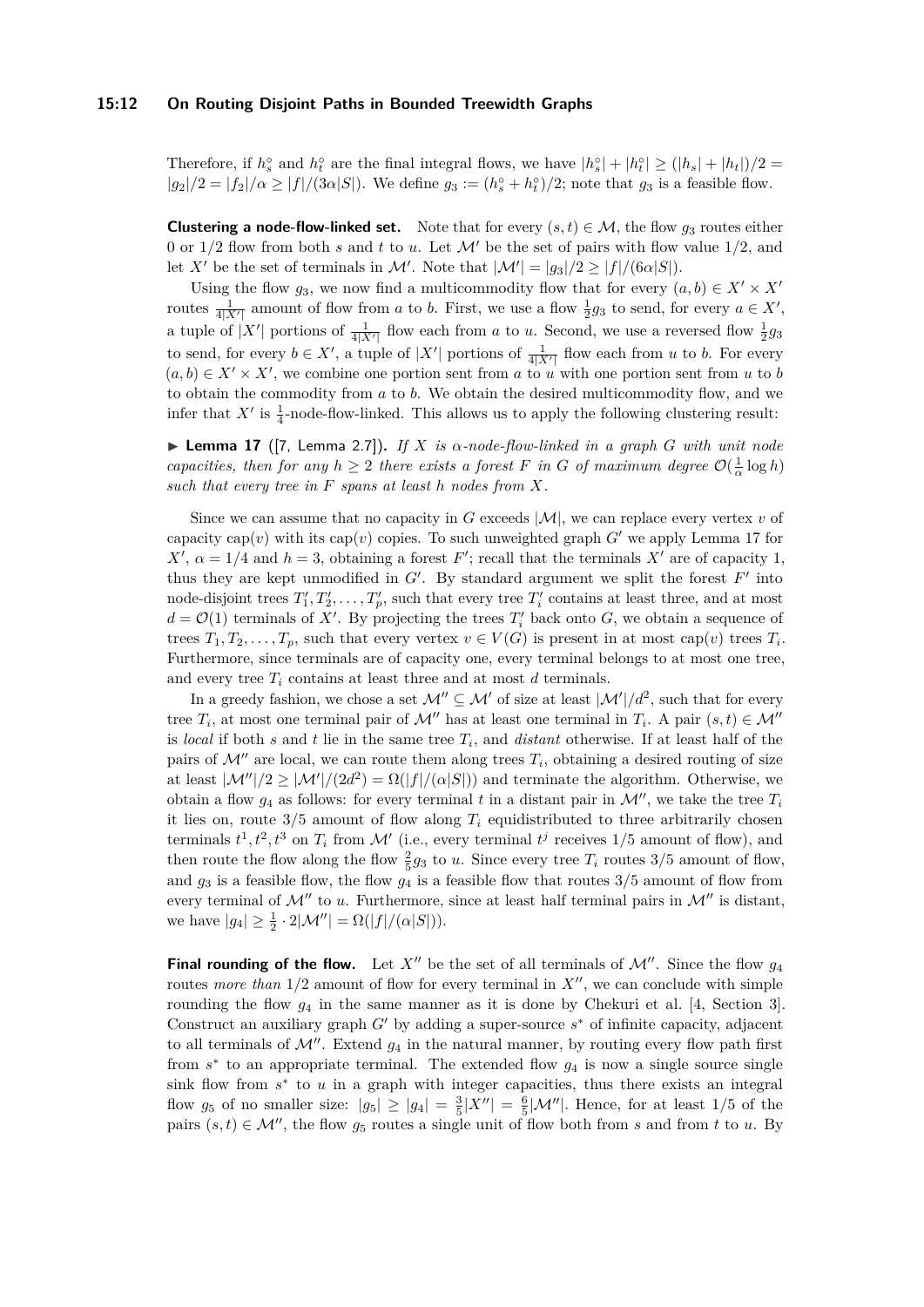Therefore, if $h_s^\circ$ and $h_t^\circ$ are the final integral flows, we have $|h_s^\circ| + |h_t^\circ| \geq (|h_s| + |h_t|)/2 = |g_2|/2 = |f_2|/\alpha \geq |f|/(3\alpha|S|)$. We define $g_3 := (h_s^\circ + h_t^\circ)/2$; note that $g_3$ is a feasible flow.

**Clustering a node-flow-linked set.** Note that for every $(s,t) \in \mathcal{M}$, the flow $g_3$ routes either 0 or $1/2$ flow from both $s$ and $t$ to $u$. Let $\mathcal{M}'$ be the set of pairs with flow value $1/2$, and let $X'$ be the set of terminals in $\mathcal{M}'$. Note that $|\mathcal{M}'| = |g_3|/2 \geq |f|/(6\alpha|S|)$.

Using the flow $g_3$, we now find a multicommodity flow that for every $(a,b) \in X' \times X'$ routes $\frac{1}{4|X'|}$ amount of flow from $a$ to $b$. First, we use a flow $\frac{1}{2}g_3$ to send, for every $a \in X'$, a tuple of $|X'|$ portions of $\frac{1}{4|X'|}$ flow each from $a$ to $u$. Second, we use a reversed flow $\frac{1}{2}g_3$ to send, for every $b \in X'$, a tuple of $|X'|$ portions of $\frac{1}{4|X'|}$ flow each from $u$ to $b$. For every $(a,b) \in X' \times X'$, we combine one portion sent from $a$ to $u$ with one portion sent from $u$ to $b$ to obtain the commodity from $a$ to $b$. We obtain the desired multicommodity flow, and we infer that $X'$ is $\frac{1}{4}$-node-flow-linked. This allows us to apply the following clustering result:

▶ **Lemma 17** ([7, Lemma 2.7]). *If $X$ is $\alpha$-node-flow-linked in a graph $G$ with unit node capacities, then for any $h \geq 2$ there exists a forest $F$ in $G$ of maximum degree $\mathcal{O}(\frac{1}{\alpha}\log h)$ such that every tree in $F$ spans at least $h$ nodes from $X$.*

Since we can assume that no capacity in $G$ exceeds $|\mathcal{M}|$, we can replace every vertex $v$ of capacity $\mathrm{cap}(v)$ with its $\mathrm{cap}(v)$ copies. To such unweighted graph $G'$ we apply Lemma 17 for $X'$, $\alpha = 1/4$ and $h = 3$, obtaining a forest $F'$; recall that the terminals $X'$ are of capacity 1, thus they are kept unmodified in $G'$. By standard argument we split the forest $F'$ into node-disjoint trees $T_1', T_2', \ldots, T_p'$, such that every tree $T_i'$ contains at least three, and at most $d = \mathcal{O}(1)$ terminals of $X'$. By projecting the trees $T_i'$ back onto $G$, we obtain a sequence of trees $T_1, T_2, \ldots, T_p$, such that every vertex $v \in V(G)$ is present in at most $\mathrm{cap}(v)$ trees $T_i$. Furthermore, since terminals are of capacity one, every terminal belongs to at most one tree, and every tree $T_i$ contains at least three and at most $d$ terminals.

In a greedy fashion, we chose a set $\mathcal{M}'' \subseteq \mathcal{M}'$ of size at least $|\mathcal{M}'|/d^2$, such that for every tree $T_i$, at most one terminal pair of $\mathcal{M}''$ has at least one terminal in $T_i$. A pair $(s,t) \in \mathcal{M}''$ is *local* if both $s$ and $t$ lie in the same tree $T_i$, and *distant* otherwise. If at least half of the pairs of $\mathcal{M}''$ are local, we can route them along trees $T_i$, obtaining a desired routing of size at least $|\mathcal{M}''|/2 \geq |\mathcal{M}'|/(2d^2) = \Omega(|f|/(\alpha|S|))$ and terminate the algorithm. Otherwise, we obtain a flow $g_4$ as follows: for every terminal $t$ in a distant pair in $\mathcal{M}''$, we take the tree $T_i$ it lies on, route $3/5$ amount of flow along $T_i$ equidistributed to three arbitrarily chosen terminals $t^1, t^2, t^3$ on $T_i$ from $\mathcal{M}'$ (i.e., every terminal $t^j$ receives $1/5$ amount of flow), and then route the flow along the flow $\frac{2}{5}g_3$ to $u$. Since every tree $T_i$ routes $3/5$ amount of flow, and $g_3$ is a feasible flow, the flow $g_4$ is a feasible flow that routes $3/5$ amount of flow from every terminal of $\mathcal{M}''$ to $u$. Furthermore, since at least half terminal pairs in $\mathcal{M}''$ is distant, we have $|g_4| \geq \frac{1}{2} \cdot 2|\mathcal{M}''| = \Omega(|f|/(\alpha|S|))$.

**Final rounding of the flow.** Let $X''$ be the set of all terminals of $\mathcal{M}''$. Since the flow $g_4$ routes *more than* $1/2$ amount of flow for every terminal in $X''$, we can conclude with simple rounding the flow $g_4$ in the same manner as it is done by Chekuri et al. [4, Section 3]. Construct an auxiliary graph $G'$ by adding a super-source $s^*$ of infinite capacity, adjacent to all terminals of $\mathcal{M}''$. Extend $g_4$ in the natural manner, by routing every flow path first from $s^*$ to an appropriate terminal. The extended flow $g_4$ is now a single source single sink flow from $s^*$ to $u$ in a graph with integer capacities, thus there exists an integral flow $g_5$ of no smaller size: $|g_5| \geq |g_4| = \frac{3}{5}|X''| = \frac{6}{5}|\mathcal{M}''|$. Hence, for at least $1/5$ of the pairs $(s,t) \in \mathcal{M}''$, the flow $g_5$ routes a single unit of flow both from $s$ and from $t$ to $u$. By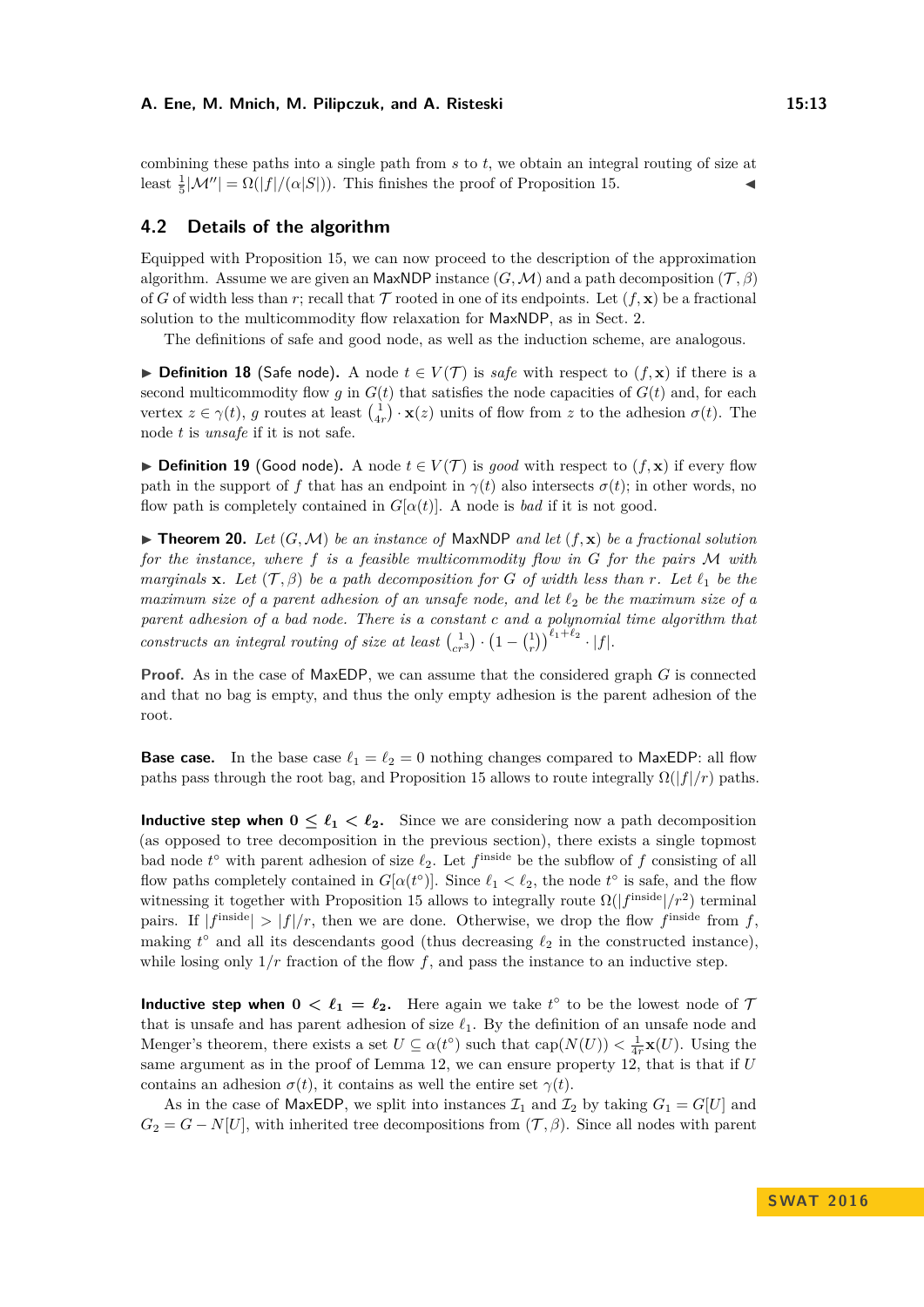combining these paths into a single path from $s$ to $t$, we obtain an integral routing of size at least $\frac{1}{5}|\mathcal{M}''| = \Omega(|f|/(\alpha|S|))$. This finishes the proof of Proposition 15. ◀

## 4.2 Details of the algorithm

Equipped with Proposition 15, we can now proceed to the description of the approximation algorithm. Assume we are given an MaxNDP instance $(G, \mathcal{M})$ and a path decomposition $(\mathcal{T}, \beta)$ of $G$ of width less than $r$; recall that $\mathcal{T}$ rooted in one of its endpoints. Let $(f, \mathbf{x})$ be a fractional solution to the multicommodity flow relaxation for MaxNDP, as in Sect. 2.

The definitions of safe and good node, as well as the induction scheme, are analogous.

▶ **Definition 18** (Safe node). A node $t \in V(\mathcal{T})$ is *safe* with respect to $(f, \mathbf{x})$ if there is a second multicommodity flow $g$ in $G(t)$ that satisfies the node capacities of $G(t)$ and, for each vertex $z \in \gamma(t)$, $g$ routes at least $\left(\frac{1}{4r}\right) \cdot \mathbf{x}(z)$ units of flow from $z$ to the adhesion $\sigma(t)$. The node $t$ is *unsafe* if it is not safe.

▶ **Definition 19** (Good node). A node $t \in V(\mathcal{T})$ is *good* with respect to $(f, \mathbf{x})$ if every flow path in the support of $f$ that has an endpoint in $\gamma(t)$ also intersects $\sigma(t)$; in other words, no flow path is completely contained in $G[\alpha(t)]$. A node is *bad* if it is not good.

▶ **Theorem 20.** *Let $(G, \mathcal{M})$ be an instance of MaxNDP and let $(f, \mathbf{x})$ be a fractional solution for the instance, where $f$ is a feasible multicommodity flow in $G$ for the pairs $\mathcal{M}$ with marginals $\mathbf{x}$. Let $(\mathcal{T}, \beta)$ be a path decomposition for $G$ of width less than $r$. Let $\ell_1$ be the maximum size of a parent adhesion of an unsafe node, and let $\ell_2$ be the maximum size of a parent adhesion of a bad node. There is a constant $c$ and a polynomial time algorithm that constructs an integral routing of size at least $\left(\frac{1}{cr^3}\right) \cdot \left(1 - \left(\frac{1}{r}\right)\right)^{\ell_1 + \ell_2} \cdot |f|$.*

**Proof.** As in the case of MaxEDP, we can assume that the considered graph $G$ is connected and that no bag is empty, and thus the only empty adhesion is the parent adhesion of the root.

**Base case.** In the base case $\ell_1 = \ell_2 = 0$ nothing changes compared to MaxEDP: all flow paths pass through the root bag, and Proposition 15 allows to route integrally $\Omega(|f|/r)$ paths.

**Inductive step when $0 \le \ell_1 < \ell_2$.** Since we are considering now a path decomposition (as opposed to tree decomposition in the previous section), there exists a single topmost bad node $t^\circ$ with parent adhesion of size $\ell_2$. Let $f^{\mathrm{inside}}$ be the subflow of $f$ consisting of all flow paths completely contained in $G[\alpha(t^\circ)]$. Since $\ell_1 < \ell_2$, the node $t^\circ$ is safe, and the flow witnessing it together with Proposition 15 allows to integrally route $\Omega(|f^{\mathrm{inside}}|/r^2)$ terminal pairs. If $|f^{\mathrm{inside}}| > |f|/r$, then we are done. Otherwise, we drop the flow $f^{\mathrm{inside}}$ from $f$, making $t^\circ$ and all its descendants good (thus decreasing $\ell_2$ in the constructed instance), while losing only $1/r$ fraction of the flow $f$, and pass the instance to an inductive step.

**Inductive step when $0 < \ell_1 = \ell_2$.** Here again we take $t^\circ$ to be the lowest node of $\mathcal{T}$ that is unsafe and has parent adhesion of size $\ell_1$. By the definition of an unsafe node and Menger's theorem, there exists a set $U \subseteq \alpha(t^\circ)$ such that $\mathrm{cap}(N(U)) < \frac{1}{4r}\mathbf{x}(U)$. Using the same argument as in the proof of Lemma 12, we can ensure property 12, that is that if $U$ contains an adhesion $\sigma(t)$, it contains as well the entire set $\gamma(t)$.

As in the case of MaxEDP, we split into instances $\mathcal{I}_1$ and $\mathcal{I}_2$ by taking $G_1 = G[U]$ and $G_2 = G - N[U]$, with inherited tree decompositions from $(\mathcal{T}, \beta)$. Since all nodes with parent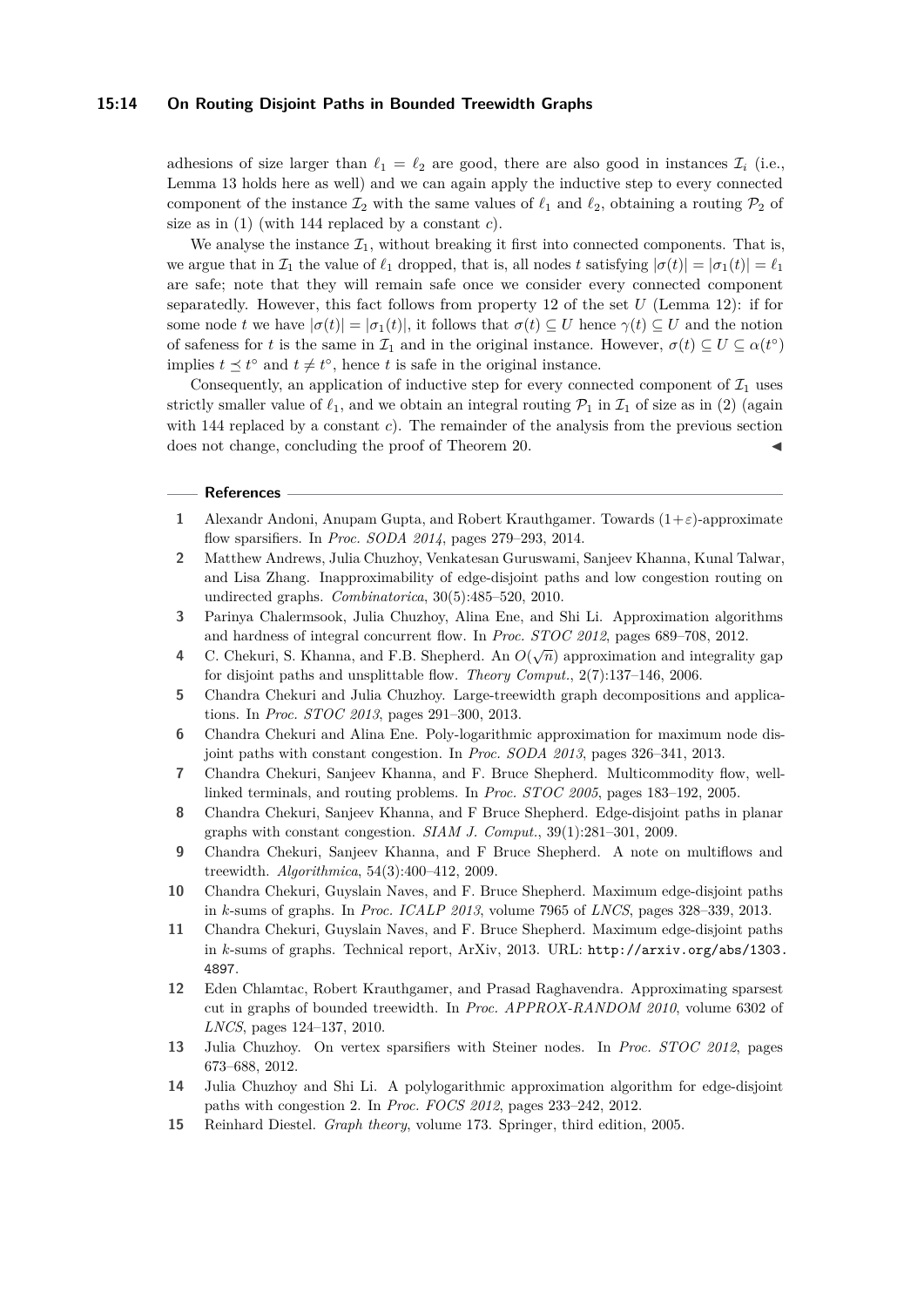adhesions of size larger than $\ell_1 = \ell_2$ are good, there are also good in instances $\mathcal{I}_i$ (i.e., Lemma 13 holds here as well) and we can again apply the inductive step to every connected component of the instance $\mathcal{I}_2$ with the same values of $\ell_1$ and $\ell_2$, obtaining a routing $\mathcal{P}_2$ of size as in (1) (with 144 replaced by a constant $c$).

We analyse the instance $\mathcal{I}_1$, without breaking it first into connected components. That is, we argue that in $\mathcal{I}_1$ the value of $\ell_1$ dropped, that is, all nodes $t$ satisfying $|\sigma(t)| = |\sigma_1(t)| = \ell_1$ are safe; note that they will remain safe once we consider every connected component separatedly. However, this fact follows from property 12 of the set $U$ (Lemma 12): if for some node $t$ we have $|\sigma(t)| = |\sigma_1(t)|$, it follows that $\sigma(t) \subseteq U$ hence $\gamma(t) \subseteq U$ and the notion of safeness for $t$ is the same in $\mathcal{I}_1$ and in the original instance. However, $\sigma(t) \subseteq U \subseteq \alpha(t^\circ)$ implies $t \preceq t^\circ$ and $t \neq t^\circ$, hence $t$ is safe in the original instance.

Consequently, an application of inductive step for every connected component of $\mathcal{I}_1$ uses strictly smaller value of $\ell_1$, and we obtain an integral routing $\mathcal{P}_1$ in $\mathcal{I}_1$ of size as in (2) (again with 144 replaced by a constant $c$). The remainder of the analysis from the previous section does not change, concluding the proof of Theorem 20. ◀

## References

1. Alexandr Andoni, Anupam Gupta, and Robert Krauthgamer. Towards $(1+\varepsilon)$-approximate flow sparsifiers. In *Proc. SODA 2014*, pages 279–293, 2014.
2. Matthew Andrews, Julia Chuzhoy, Venkatesan Guruswami, Sanjeev Khanna, Kunal Talwar, and Lisa Zhang. Inapproximability of edge-disjoint paths and low congestion routing on undirected graphs. *Combinatorica*, 30(5):485–520, 2010.
3. Parinya Chalermsook, Julia Chuzhoy, Alina Ene, and Shi Li. Approximation algorithms and hardness of integral concurrent flow. In *Proc. STOC 2012*, pages 689–708, 2012.
4. C. Chekuri, S. Khanna, and F.B. Shepherd. An $O(\sqrt{n})$ approximation and integrality gap for disjoint paths and unsplittable flow. *Theory Comput.*, 2(7):137–146, 2006.
5. Chandra Chekuri and Julia Chuzhoy. Large-treewidth graph decompositions and applications. In *Proc. STOC 2013*, pages 291–300, 2013.
6. Chandra Chekuri and Alina Ene. Poly-logarithmic approximation for maximum node disjoint paths with constant congestion. In *Proc. SODA 2013*, pages 326–341, 2013.
7. Chandra Chekuri, Sanjeev Khanna, and F. Bruce Shepherd. Multicommodity flow, well-linked terminals, and routing problems. In *Proc. STOC 2005*, pages 183–192, 2005.
8. Chandra Chekuri, Sanjeev Khanna, and F Bruce Shepherd. Edge-disjoint paths in planar graphs with constant congestion. *SIAM J. Comput.*, 39(1):281–301, 2009.
9. Chandra Chekuri, Sanjeev Khanna, and F Bruce Shepherd. A note on multiflows and treewidth. *Algorithmica*, 54(3):400–412, 2009.
10. Chandra Chekuri, Guyslain Naves, and F. Bruce Shepherd. Maximum edge-disjoint paths in $k$-sums of graphs. In *Proc. ICALP 2013*, volume 7965 of *LNCS*, pages 328–339, 2013.
11. Chandra Chekuri, Guyslain Naves, and F. Bruce Shepherd. Maximum edge-disjoint paths in $k$-sums of graphs. Technical report, ArXiv, 2013. URL: http://arxiv.org/abs/1303.4897.
12. Eden Chlamtac, Robert Krauthgamer, and Prasad Raghavendra. Approximating sparsest cut in graphs of bounded treewidth. In *Proc. APPROX-RANDOM 2010*, volume 6302 of *LNCS*, pages 124–137, 2010.
13. Julia Chuzhoy. On vertex sparsifiers with Steiner nodes. In *Proc. STOC 2012*, pages 673–688, 2012.
14. Julia Chuzhoy and Shi Li. A polylogarithmic approximation algorithm for edge-disjoint paths with congestion 2. In *Proc. FOCS 2012*, pages 233–242, 2012.
15. Reinhard Diestel. *Graph theory*, volume 173. Springer, third edition, 2005.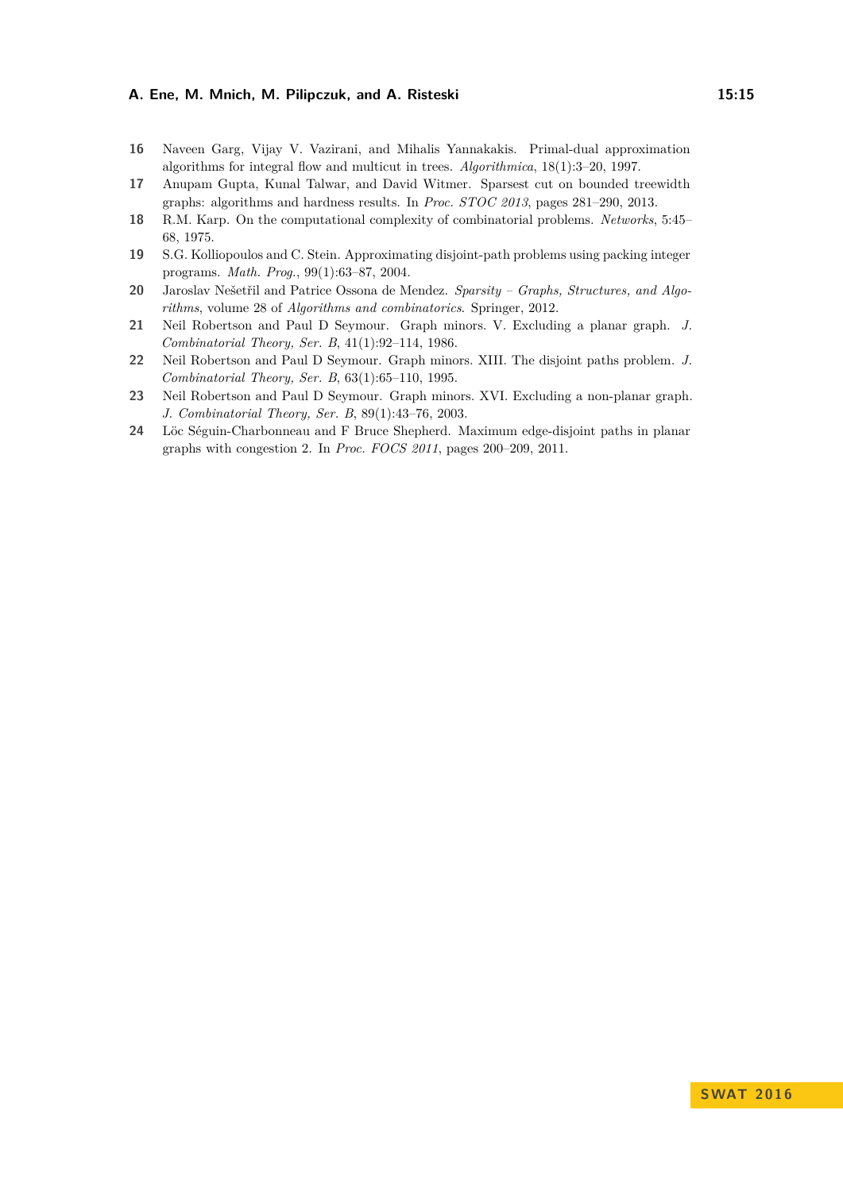16 Naveen Garg, Vijay V. Vazirani, and Mihalis Yannakakis. Primal-dual approximation algorithms for integral flow and multicut in trees. *Algorithmica*, 18(1):3–20, 1997.

17 Anupam Gupta, Kunal Talwar, and David Witmer. Sparsest cut on bounded treewidth graphs: algorithms and hardness results. In *Proc. STOC 2013*, pages 281–290, 2013.

18 R.M. Karp. On the computational complexity of combinatorial problems. *Networks*, 5:45–68, 1975.

19 S.G. Kolliopoulos and C. Stein. Approximating disjoint-path problems using packing integer programs. *Math. Prog.*, 99(1):63–87, 2004.

20 Jaroslav Nešetřil and Patrice Ossona de Mendez. *Sparsity – Graphs, Structures, and Algorithms*, volume 28 of *Algorithms and combinatorics*. Springer, 2012.

21 Neil Robertson and Paul D Seymour. Graph minors. V. Excluding a planar graph. *J. Combinatorial Theory, Ser. B*, 41(1):92–114, 1986.

22 Neil Robertson and Paul D Seymour. Graph minors. XIII. The disjoint paths problem. *J. Combinatorial Theory, Ser. B*, 63(1):65–110, 1995.

23 Neil Robertson and Paul D Seymour. Graph minors. XVI. Excluding a non-planar graph. *J. Combinatorial Theory, Ser. B*, 89(1):43–76, 2003.

24 Löc Séguin-Charbonneau and F Bruce Shepherd. Maximum edge-disjoint paths in planar graphs with congestion 2. In *Proc. FOCS 2011*, pages 200–209, 2011.